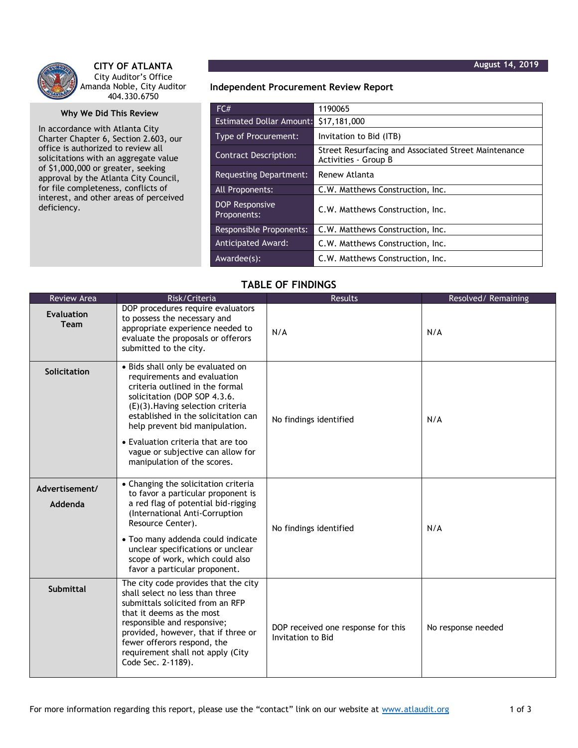**CITY OF ATLANTA**
City Auditor's Office
Amanda Noble, City Auditor
404.330.6750

**August 14, 2019**

## Independent Procurement Review Report

### Why We Did This Review

In accordance with Atlanta City Charter Chapter 6, Section 2.603, our office is authorized to review all solicitations with an aggregate value of $1,000,000 or greater, seeking approval by the Atlanta City Council, for file completeness, conflicts of interest, and other areas of perceived deficiency.

| FC# | 1190065 |
|---|---|
| Estimated Dollar Amount: | $17,181,000 |
| Type of Procurement: | Invitation to Bid (ITB) |
| Contract Description: | Street Resurfacing and Associated Street Maintenance Activities - Group B |
| Requesting Department: | Renew Atlanta |
| All Proponents: | C.W. Matthews Construction, Inc. |
| DOP Responsive Proponents: | C.W. Matthews Construction, Inc. |
| Responsible Proponents: | C.W. Matthews Construction, Inc. |
| Anticipated Award: | C.W. Matthews Construction, Inc. |
| Awardee(s): | C.W. Matthews Construction, Inc. |

## TABLE OF FINDINGS

| Review Area | Risk/Criteria | Results | Resolved/ Remaining |
|---|---|---|---|
| **Evaluation Team** | DOP procedures require evaluators to possess the necessary and appropriate experience needed to evaluate the proposals or offerors submitted to the city. | N/A | N/A |
| **Solicitation** | • Bids shall only be evaluated on requirements and evaluation criteria outlined in the formal solicitation (DOP SOP 4.3.6.(E)(3).Having selection criteria established in the solicitation can help prevent bid manipulation. • Evaluation criteria that are too vague or subjective can allow for manipulation of the scores. | No findings identified | N/A |
| **Advertisement/ Addenda** | • Changing the solicitation criteria to favor a particular proponent is a red flag of potential bid-rigging (International Anti-Corruption Resource Center). • Too many addenda could indicate unclear specifications or unclear scope of work, which could also favor a particular proponent. | No findings identified | N/A |
| **Submittal** | The city code provides that the city shall select no less than three submittals solicited from an RFP that it deems as the most responsible and responsive; provided, however, that if three or fewer offerors respond, the requirement shall not apply (City Code Sec. 2-1189). | DOP received one response for this Invitation to Bid | No response needed |

For more information regarding this report, please use the "contact" link on our website at www.atlaudit.org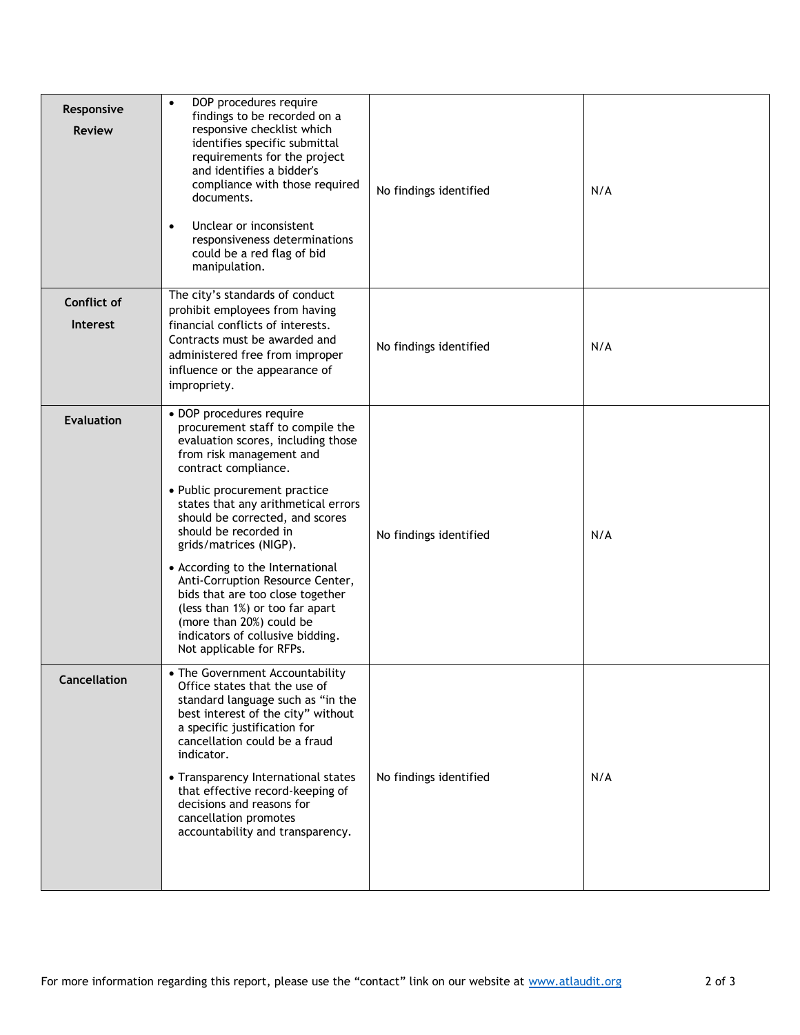| | | | |
|---|---|---|---|
| **Responsive Review** | • DOP procedures require findings to be recorded on a responsive checklist which identifies specific submittal requirements for the project and identifies a bidder's compliance with those required documents.<br><br>• Unclear or inconsistent responsiveness determinations could be a red flag of bid manipulation. | No findings identified | N/A |
| **Conflict of Interest** | The city's standards of conduct prohibit employees from having financial conflicts of interests. Contracts must be awarded and administered free from improper influence or the appearance of impropriety. | No findings identified | N/A |
| **Evaluation** | • DOP procedures require procurement staff to compile the evaluation scores, including those from risk management and contract compliance.<br><br>• Public procurement practice states that any arithmetical errors should be corrected, and scores should be recorded in grids/matrices (NIGP).<br><br>• According to the International Anti-Corruption Resource Center, bids that are too close together (less than 1%) or too far apart (more than 20%) could be indicators of collusive bidding. Not applicable for RFPs. | No findings identified | N/A |
| **Cancellation** | • The Government Accountability Office states that the use of standard language such as "in the best interest of the city" without a specific justification for cancellation could be a fraud indicator.<br><br>• Transparency International states that effective record-keeping of decisions and reasons for cancellation promotes accountability and transparency. | No findings identified | N/A |

For more information regarding this report, please use the "contact" link on our website at [www.atlaudit.org](http://www.atlaudit.org)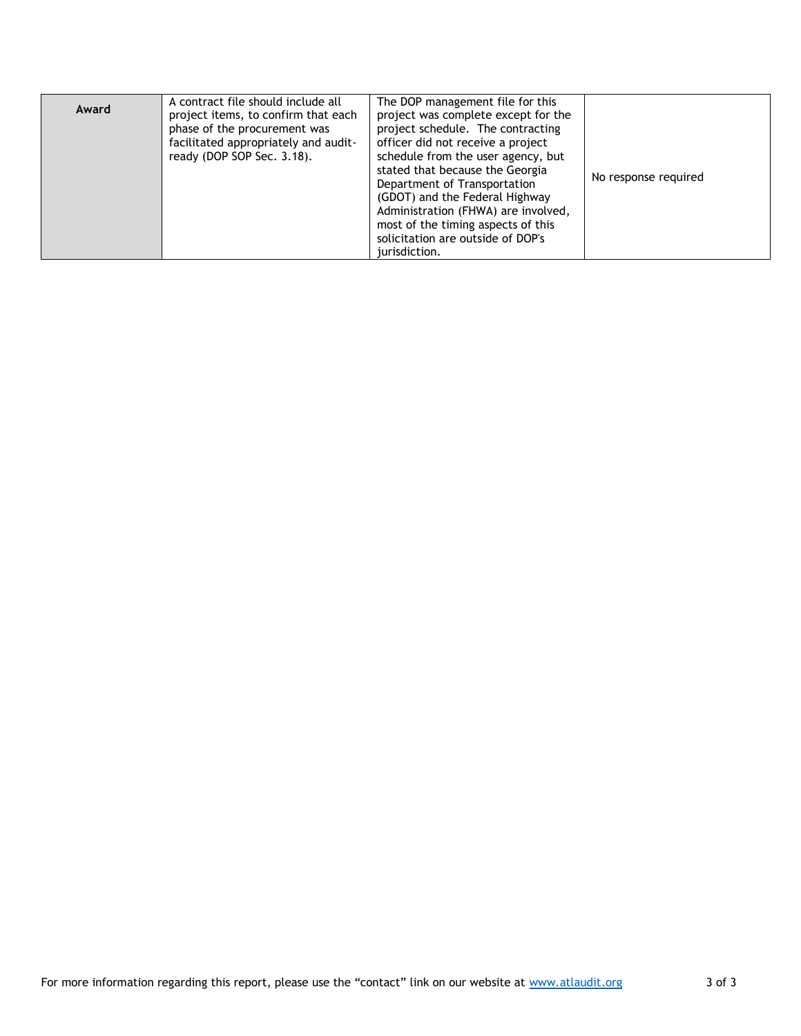| | | | |
|---|---|---|---|
| **Award** | A contract file should include all project items, to confirm that each phase of the procurement was facilitated appropriately and audit-ready (DOP SOP Sec. 3.18). | The DOP management file for this project was complete except for the project schedule. The contracting officer did not receive a project schedule from the user agency, but stated that because the Georgia Department of Transportation (GDOT) and the Federal Highway Administration (FHWA) are involved, most of the timing aspects of this solicitation are outside of DOP's jurisdiction. | No response required |

For more information regarding this report, please use the "contact" link on our website at [www.atlaudit.org](http://www.atlaudit.org)